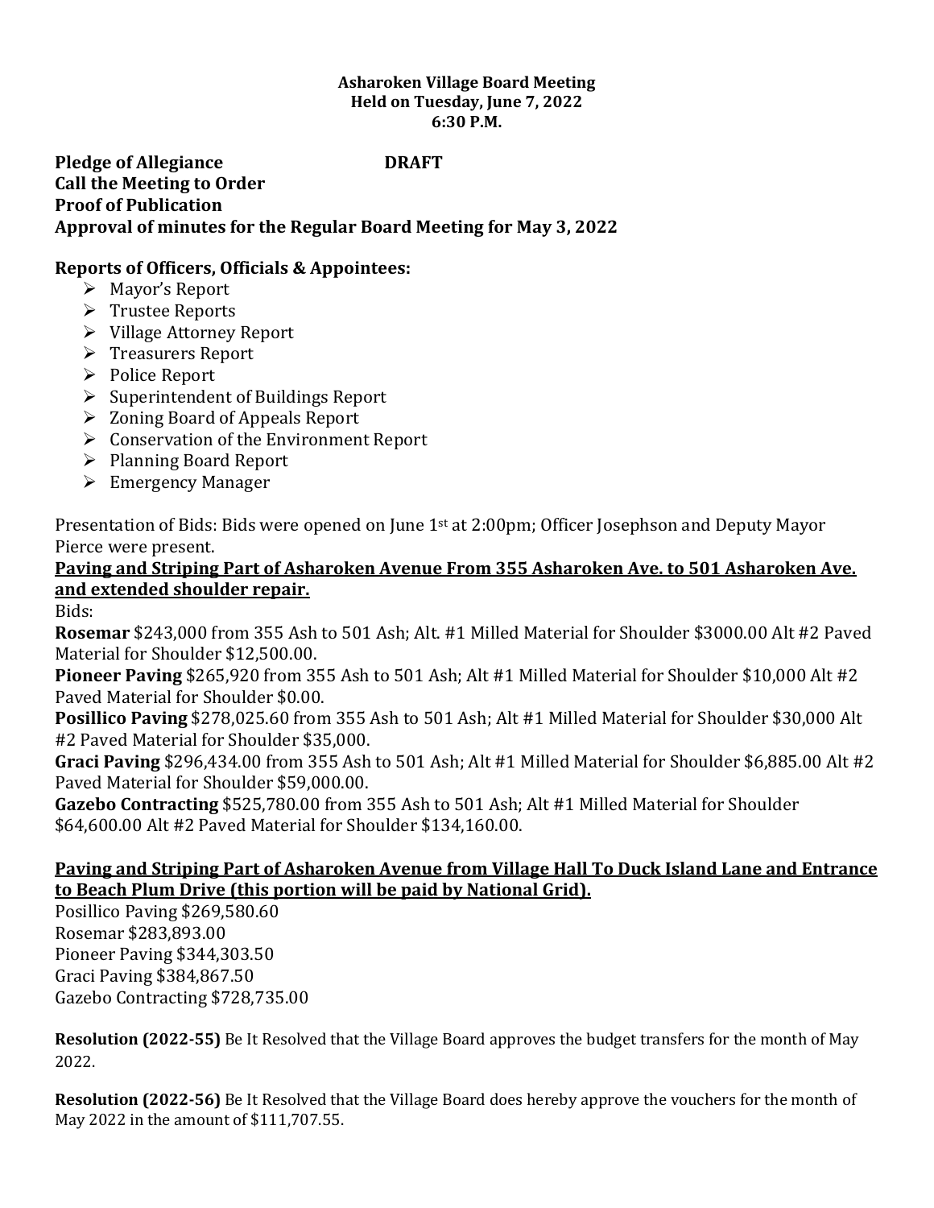**Asharoken Village Board Meeting**
**Held on Tuesday, June 7, 2022**
**6:30 P.M.**

**Pledge of Allegiance** **DRAFT**
**Call the Meeting to Order**
**Proof of Publication**
**Approval of minutes for the Regular Board Meeting for May 3, 2022**

**Reports of Officers, Officials & Appointees:**

- Mayor's Report
- Trustee Reports
- Village Attorney Report
- Treasurers Report
- Police Report
- Superintendent of Buildings Report
- Zoning Board of Appeals Report
- Conservation of the Environment Report
- Planning Board Report
- Emergency Manager

Presentation of Bids: Bids were opened on June 1st at 2:00pm; Officer Josephson and Deputy Mayor Pierce were present.

**Paving and Striping Part of Asharoken Avenue From 355 Asharoken Ave. to 501 Asharoken Ave. and extended shoulder repair.**

Bids:

**Rosemar** $243,000 from 355 Ash to 501 Ash; Alt. #1 Milled Material for Shoulder $3000.00 Alt #2 Paved Material for Shoulder $12,500.00.

**Pioneer Paving** $265,920 from 355 Ash to 501 Ash; Alt #1 Milled Material for Shoulder $10,000 Alt #2 Paved Material for Shoulder $0.00.

**Posillico Paving** $278,025.60 from 355 Ash to 501 Ash; Alt #1 Milled Material for Shoulder $30,000 Alt #2 Paved Material for Shoulder $35,000.

**Graci Paving** $296,434.00 from 355 Ash to 501 Ash; Alt #1 Milled Material for Shoulder $6,885.00 Alt #2 Paved Material for Shoulder $59,000.00.

**Gazebo Contracting** $525,780.00 from 355 Ash to 501 Ash; Alt #1 Milled Material for Shoulder $64,600.00 Alt #2 Paved Material for Shoulder $134,160.00.

**Paving and Striping Part of Asharoken Avenue from Village Hall To Duck Island Lane and Entrance to Beach Plum Drive (this portion will be paid by National Grid).**

Posillico Paving $269,580.60
Rosemar $283,893.00
Pioneer Paving $344,303.50
Graci Paving $384,867.50
Gazebo Contracting $728,735.00

**Resolution (2022-55)** Be It Resolved that the Village Board approves the budget transfers for the month of May 2022.

**Resolution (2022-56)** Be It Resolved that the Village Board does hereby approve the vouchers for the month of May 2022 in the amount of $111,707.55.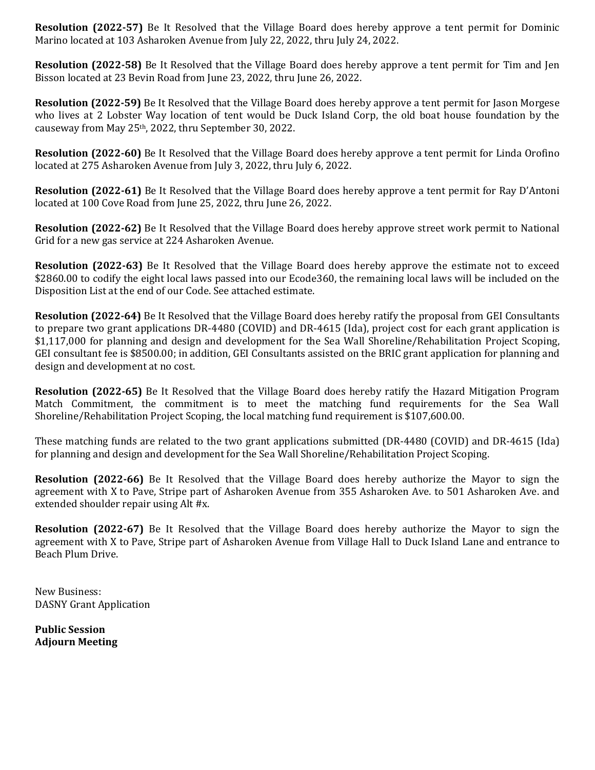**Resolution (2022-57)** Be It Resolved that the Village Board does hereby approve a tent permit for Dominic Marino located at 103 Asharoken Avenue from July 22, 2022, thru July 24, 2022.

**Resolution (2022-58)** Be It Resolved that the Village Board does hereby approve a tent permit for Tim and Jen Bisson located at 23 Bevin Road from June 23, 2022, thru June 26, 2022.

**Resolution (2022-59)** Be It Resolved that the Village Board does hereby approve a tent permit for Jason Morgese who lives at 2 Lobster Way location of tent would be Duck Island Corp, the old boat house foundation by the causeway from May 25th, 2022, thru September 30, 2022.

**Resolution (2022-60)** Be It Resolved that the Village Board does hereby approve a tent permit for Linda Orofino located at 275 Asharoken Avenue from July 3, 2022, thru July 6, 2022.

**Resolution (2022-61)** Be It Resolved that the Village Board does hereby approve a tent permit for Ray D'Antoni located at 100 Cove Road from June 25, 2022, thru June 26, 2022.

**Resolution (2022-62)** Be It Resolved that the Village Board does hereby approve street work permit to National Grid for a new gas service at 224 Asharoken Avenue.

**Resolution (2022-63)** Be It Resolved that the Village Board does hereby approve the estimate not to exceed $2860.00 to codify the eight local laws passed into our Ecode360, the remaining local laws will be included on the Disposition List at the end of our Code. See attached estimate.

**Resolution (2022-64)** Be It Resolved that the Village Board does hereby ratify the proposal from GEI Consultants to prepare two grant applications DR-4480 (COVID) and DR-4615 (Ida), project cost for each grant application is $1,117,000 for planning and design and development for the Sea Wall Shoreline/Rehabilitation Project Scoping, GEI consultant fee is $8500.00; in addition, GEI Consultants assisted on the BRIC grant application for planning and design and development at no cost.

**Resolution (2022-65)** Be It Resolved that the Village Board does hereby ratify the Hazard Mitigation Program Match Commitment, the commitment is to meet the matching fund requirements for the Sea Wall Shoreline/Rehabilitation Project Scoping, the local matching fund requirement is $107,600.00.

These matching funds are related to the two grant applications submitted (DR-4480 (COVID) and DR-4615 (Ida) for planning and design and development for the Sea Wall Shoreline/Rehabilitation Project Scoping.

**Resolution (2022-66)** Be It Resolved that the Village Board does hereby authorize the Mayor to sign the agreement with X to Pave, Stripe part of Asharoken Avenue from 355 Asharoken Ave. to 501 Asharoken Ave. and extended shoulder repair using Alt #x.

**Resolution (2022-67)** Be It Resolved that the Village Board does hereby authorize the Mayor to sign the agreement with X to Pave, Stripe part of Asharoken Avenue from Village Hall to Duck Island Lane and entrance to Beach Plum Drive.

New Business:
DASNY Grant Application

**Public Session**
**Adjourn Meeting**